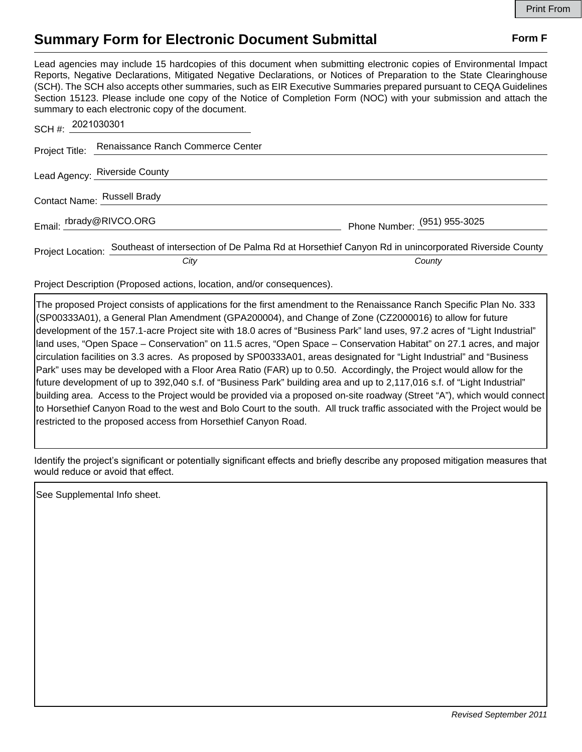Print From

# Summary Form for Electronic Document Submittal

**Form F**

Lead agencies may include 15 hardcopies of this document when submitting electronic copies of Environmental Impact Reports, Negative Declarations, Mitigated Negative Declarations, or Notices of Preparation to the State Clearinghouse (SCH). The SCH also accepts other summaries, such as EIR Executive Summaries prepared pursuant to CEQA Guidelines Section 15123. Please include one copy of the Notice of Completion Form (NOC) with your submission and attach the summary to each electronic copy of the document.

SCH #: 2021030301

Project Title: Renaissance Ranch Commerce Center

Lead Agency: Riverside County

Contact Name: Russell Brady

Email: rbrady@RIVCO.ORG

Phone Number: (951) 955-3025

Project Location: Southeast of intersection of De Palma Rd at Horsethief Canyon Rd in unincorporated Riverside County

*City* *County*

Project Description (Proposed actions, location, and/or consequences).

The proposed Project consists of applications for the first amendment to the Renaissance Ranch Specific Plan No. 333 (SP00333A01), a General Plan Amendment (GPA200004), and Change of Zone (CZ2000016) to allow for future development of the 157.1-acre Project site with 18.0 acres of “Business Park” land uses, 97.2 acres of “Light Industrial” land uses, “Open Space – Conservation” on 11.5 acres, “Open Space – Conservation Habitat” on 27.1 acres, and major circulation facilities on 3.3 acres. As proposed by SP00333A01, areas designated for “Light Industrial” and “Business Park” uses may be developed with a Floor Area Ratio (FAR) up to 0.50. Accordingly, the Project would allow for the future development of up to 392,040 s.f. of “Business Park” building area and up to 2,117,016 s.f. of “Light Industrial” building area. Access to the Project would be provided via a proposed on-site roadway (Street “A”), which would connect to Horsethief Canyon Road to the west and Bolo Court to the south. All truck traffic associated with the Project would be restricted to the proposed access from Horsethief Canyon Road.

Identify the project’s significant or potentially significant effects and briefly describe any proposed mitigation measures that would reduce or avoid that effect.

See Supplemental Info sheet.

*Revised September 2011*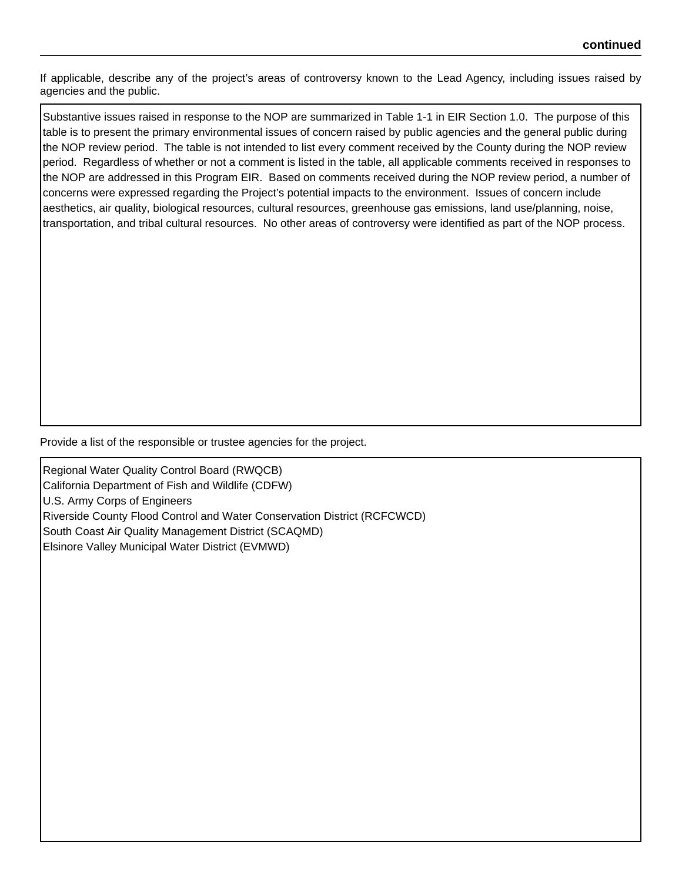**continued**

If applicable, describe any of the project's areas of controversy known to the Lead Agency, including issues raised by agencies and the public.

Substantive issues raised in response to the NOP are summarized in Table 1-1 in EIR Section 1.0. The purpose of this table is to present the primary environmental issues of concern raised by public agencies and the general public during the NOP review period. The table is not intended to list every comment received by the County during the NOP review period. Regardless of whether or not a comment is listed in the table, all applicable comments received in responses to the NOP are addressed in this Program EIR. Based on comments received during the NOP review period, a number of concerns were expressed regarding the Project's potential impacts to the environment. Issues of concern include aesthetics, air quality, biological resources, cultural resources, greenhouse gas emissions, land use/planning, noise, transportation, and tribal cultural resources. No other areas of controversy were identified as part of the NOP process.

Provide a list of the responsible or trustee agencies for the project.

Regional Water Quality Control Board (RWQCB)
California Department of Fish and Wildlife (CDFW)
U.S. Army Corps of Engineers
Riverside County Flood Control and Water Conservation District (RCFCWCD)
South Coast Air Quality Management District (SCAQMD)
Elsinore Valley Municipal Water District (EVMWD)